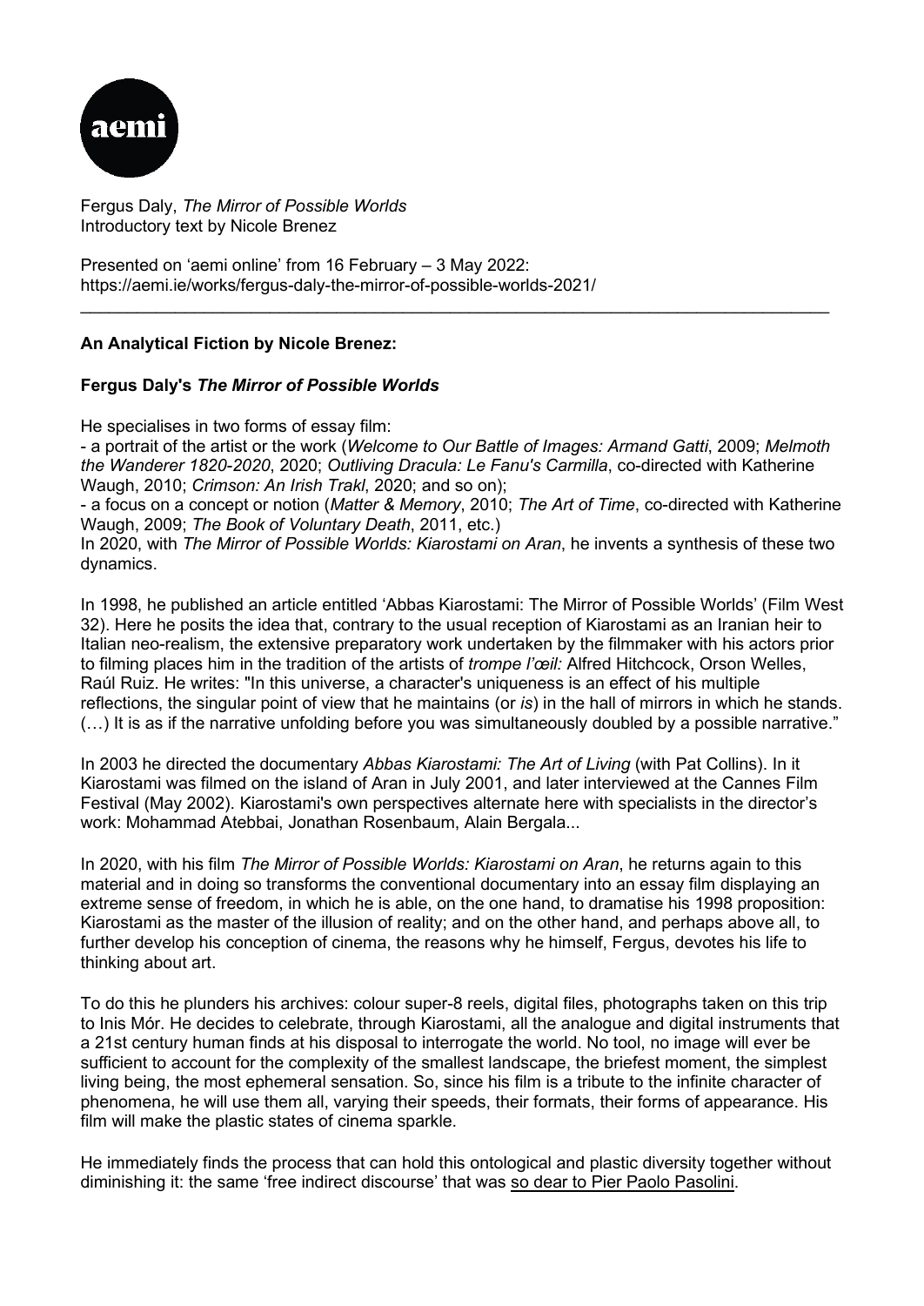Fergus Daly, *The Mirror of Possible Worlds*
Introductory text by Nicole Brenez

Presented on 'aemi online' from 16 February – 3 May 2022:
https://aemi.ie/works/fergus-daly-the-mirror-of-possible-worlds-2021/

---

**An Analytical Fiction by Nicole Brenez:**

**Fergus Daly's *The Mirror of Possible Worlds***

He specialises in two forms of essay film:
- a portrait of the artist or the work (*Welcome to Our Battle of Images: Armand Gatti*, 2009; *Melmoth the Wanderer 1820-2020*, 2020; *Outliving Dracula: Le Fanu's Carmilla*, co-directed with Katherine Waugh, 2010; *Crimson: An Irish Trakl*, 2020; and so on);
- a focus on a concept or notion (*Matter & Memory*, 2010; *The Art of Time*, co-directed with Katherine Waugh, 2009; *The Book of Voluntary Death*, 2011, etc.)

In 2020, with *The Mirror of Possible Worlds: Kiarostami on Aran*, he invents a synthesis of these two dynamics.

In 1998, he published an article entitled 'Abbas Kiarostami: The Mirror of Possible Worlds' (Film West 32). Here he posits the idea that, contrary to the usual reception of Kiarostami as an Iranian heir to Italian neo-realism, the extensive preparatory work undertaken by the filmmaker with his actors prior to filming places him in the tradition of the artists of *trompe l'œil:* Alfred Hitchcock, Orson Welles, Raúl Ruiz. He writes: "In this universe, a character's uniqueness is an effect of his multiple reflections, the singular point of view that he maintains (or *is*) in the hall of mirrors in which he stands. (…) It is as if the narrative unfolding before you was simultaneously doubled by a possible narrative."

In 2003 he directed the documentary *Abbas Kiarostami: The Art of Living* (with Pat Collins). In it Kiarostami was filmed on the island of Aran in July 2001, and later interviewed at the Cannes Film Festival (May 2002). Kiarostami's own perspectives alternate here with specialists in the director's work: Mohammad Atebbai, Jonathan Rosenbaum, Alain Bergala...

In 2020, with his film *The Mirror of Possible Worlds: Kiarostami on Aran*, he returns again to this material and in doing so transforms the conventional documentary into an essay film displaying an extreme sense of freedom, in which he is able, on the one hand, to dramatise his 1998 proposition: Kiarostami as the master of the illusion of reality; and on the other hand, and perhaps above all, to further develop his conception of cinema, the reasons why he himself, Fergus, devotes his life to thinking about art.

To do this he plunders his archives: colour super-8 reels, digital files, photographs taken on this trip to Inis Mór. He decides to celebrate, through Kiarostami, all the analogue and digital instruments that a 21st century human finds at his disposal to interrogate the world. No tool, no image will ever be sufficient to account for the complexity of the smallest landscape, the briefest moment, the simplest living being, the most ephemeral sensation. So, since his film is a tribute to the infinite character of phenomena, he will use them all, varying their speeds, their formats, their forms of appearance. His film will make the plastic states of cinema sparkle.

He immediately finds the process that can hold this ontological and plastic diversity together without diminishing it: the same 'free indirect discourse' that was so dear to Pier Paolo Pasolini.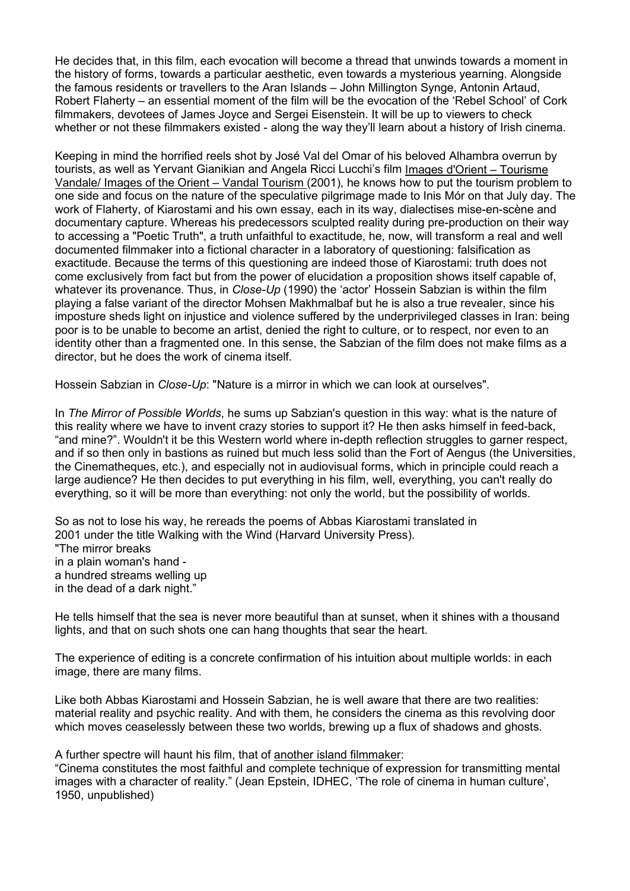He decides that, in this film, each evocation will become a thread that unwinds towards a moment in the history of forms, towards a particular aesthetic, even towards a mysterious yearning. Alongside the famous residents or travellers to the Aran Islands – John Millington Synge, Antonin Artaud, Robert Flaherty – an essential moment of the film will be the evocation of the 'Rebel School' of Cork filmmakers, devotees of James Joyce and Sergei Eisenstein. It will be up to viewers to check whether or not these filmmakers existed - along the way they'll learn about a history of Irish cinema.

Keeping in mind the horrified reels shot by José Val del Omar of his beloved Alhambra overrun by tourists, as well as Yervant Gianikian and Angela Ricci Lucchi's film Images d'Orient – Tourisme Vandale/ Images of the Orient – Vandal Tourism (2001), he knows how to put the tourism problem to one side and focus on the nature of the speculative pilgrimage made to Inis Mór on that July day. The work of Flaherty, of Kiarostami and his own essay, each in its way, dialectises mise-en-scène and documentary capture. Whereas his predecessors sculpted reality during pre-production on their way to accessing a "Poetic Truth", a truth unfaithful to exactitude, he, now, will transform a real and well documented filmmaker into a fictional character in a laboratory of questioning: falsification as exactitude. Because the terms of this questioning are indeed those of Kiarostami: truth does not come exclusively from fact but from the power of elucidation a proposition shows itself capable of, whatever its provenance. Thus, in *Close-Up* (1990) the 'actor' Hossein Sabzian is within the film playing a false variant of the director Mohsen Makhmalbaf but he is also a true revealer, since his imposture sheds light on injustice and violence suffered by the underprivileged classes in Iran: being poor is to be unable to become an artist, denied the right to culture, or to respect, nor even to an identity other than a fragmented one. In this sense, the Sabzian of the film does not make films as a director, but he does the work of cinema itself.

Hossein Sabzian in *Close-Up*: "Nature is a mirror in which we can look at ourselves".

In *The Mirror of Possible Worlds*, he sums up Sabzian's question in this way: what is the nature of this reality where we have to invent crazy stories to support it? He then asks himself in feed-back, "and mine?". Wouldn't it be this Western world where in-depth reflection struggles to garner respect, and if so then only in bastions as ruined but much less solid than the Fort of Aengus (the Universities, the Cinematheques, etc.), and especially not in audiovisual forms, which in principle could reach a large audience? He then decides to put everything in his film, well, everything, you can't really do everything, so it will be more than everything: not only the world, but the possibility of worlds.

So as not to lose his way, he rereads the poems of Abbas Kiarostami translated in 2001 under the title Walking with the Wind (Harvard University Press).
"The mirror breaks
in a plain woman's hand -
a hundred streams welling up
in the dead of a dark night."

He tells himself that the sea is never more beautiful than at sunset, when it shines with a thousand lights, and that on such shots one can hang thoughts that sear the heart.

The experience of editing is a concrete confirmation of his intuition about multiple worlds: in each image, there are many films.

Like both Abbas Kiarostami and Hossein Sabzian, he is well aware that there are two realities: material reality and psychic reality. And with them, he considers the cinema as this revolving door which moves ceaselessly between these two worlds, brewing up a flux of shadows and ghosts.

A further spectre will haunt his film, that of another island filmmaker:
"Cinema constitutes the most faithful and complete technique of expression for transmitting mental images with a character of reality." (Jean Epstein, IDHEC, 'The role of cinema in human culture', 1950, unpublished)